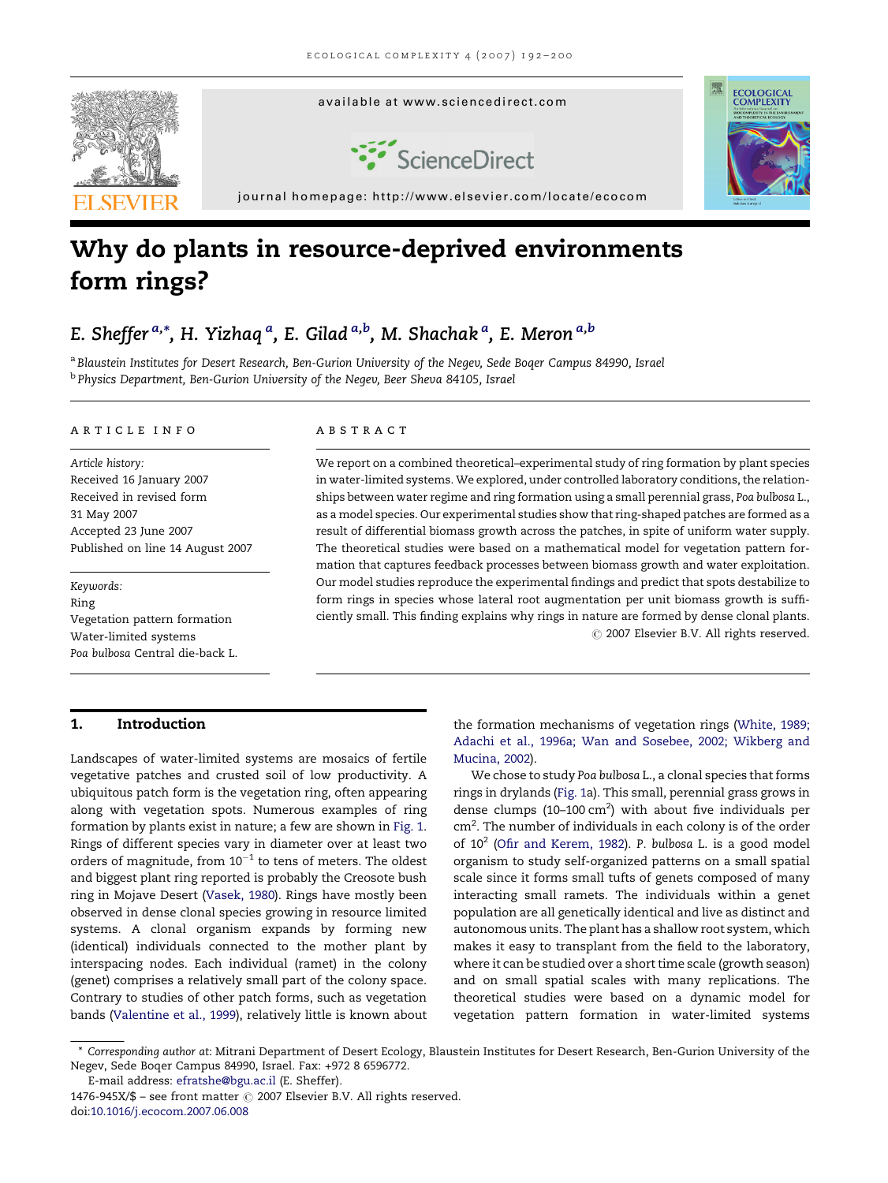# Why do plants in resource-deprived environments form rings?

E. Sheffer [a,*], H. Yizhaq [a], E. Gilad [a,b], M. Shachak [a], E. Meron [a,b]

[a] Blaustein Institutes for Desert Research, Ben-Gurion University of the Negev, Sede Boqer Campus 84990, Israel
[b] Physics Department, Ben-Gurion University of the Negev, Beer Sheva 84105, Israel

**ARTICLE INFO**

*Article history:*
Received 16 January 2007
Received in revised form
31 May 2007
Accepted 23 June 2007
Published on line 14 August 2007

*Keywords:*
Ring
Vegetation pattern formation
Water-limited systems
*Poa bulbosa* Central die-back L.

**ABSTRACT**

We report on a combined theoretical–experimental study of ring formation by plant species in water-limited systems. We explored, under controlled laboratory conditions, the relationships between water regime and ring formation using a small perennial grass, *Poa bulbosa* L., as a model species. Our experimental studies show that ring-shaped patches are formed as a result of differential biomass growth across the patches, in spite of uniform water supply. The theoretical studies were based on a mathematical model for vegetation pattern formation that captures feedback processes between biomass growth and water exploitation. Our model studies reproduce the experimental findings and predict that spots destabilize to form rings in species whose lateral root augmentation per unit biomass growth is sufficiently small. This finding explains why rings in nature are formed by dense clonal plants.
© 2007 Elsevier B.V. All rights reserved.

## 1. Introduction

Landscapes of water-limited systems are mosaics of fertile vegetative patches and crusted soil of low productivity. A ubiquitous patch form is the vegetation ring, often appearing along with vegetation spots. Numerous examples of ring formation by plants exist in nature; a few are shown in Fig. 1. Rings of different species vary in diameter over at least two orders of magnitude, from $10^{-1}$ to tens of meters. The oldest and biggest plant ring reported is probably the Creosote bush ring in Mojave Desert (Vasek, 1980). Rings have mostly been observed in dense clonal species growing in resource limited systems. A clonal organism expands by forming new (identical) individuals connected to the mother plant by interspacing nodes. Each individual (ramet) in the colony (genet) comprises a relatively small part of the colony space. Contrary to studies of other patch forms, such as vegetation bands (Valentine et al., 1999), relatively little is known about the formation mechanisms of vegetation rings (White, 1989; Adachi et al., 1996a; Wan and Sosebee, 2002; Wikberg and Mucina, 2002).

We chose to study *Poa bulbosa* L., a clonal species that forms rings in drylands (Fig. 1a). This small, perennial grass grows in dense clumps (10–100 $cm^2$) with about five individuals per $cm^2$. The number of individuals in each colony is of the order of $10^2$ (Ofir and Kerem, 1982). *P. bulbosa* L. is a good model organism to study self-organized patterns on a small spatial scale since it forms small tufts of genets composed of many interacting small ramets. The individuals within a genet population are all genetically identical and live as distinct and autonomous units. The plant has a shallow root system, which makes it easy to transplant from the field to the laboratory, where it can be studied over a short time scale (growth season) and on small spatial scales with many replications. The theoretical studies were based on a dynamic model for vegetation pattern formation in water-limited systems

* Corresponding author at: Mitrani Department of Desert Ecology, Blaustein Institutes for Desert Research, Ben-Gurion University of the Negev, Sede Boqer Campus 84990, Israel. Fax: +972 8 6596772.
E-mail address: efratshe@bgu.ac.il (E. Sheffer).
1476-945X/$ – see front matter © 2007 Elsevier B.V. All rights reserved.
doi:10.1016/j.ecocom.2007.06.008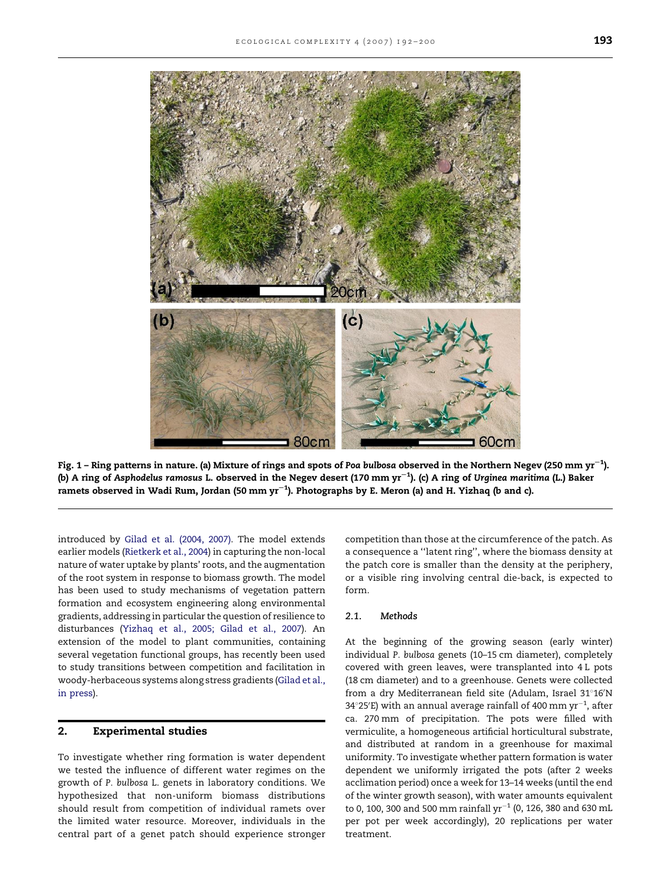Fig. 1 – Ring patterns in nature. (a) Mixture of rings and spots of *Poa bulbosa* observed in the Northern Negev (250 mm $yr^{-1}$). (b) A ring of *Asphodelus ramosus* L. observed in the Negev desert (170 mm $yr^{-1}$). (c) A ring of *Urginea maritima* (L.) Baker ramets observed in Wadi Rum, Jordan (50 mm $yr^{-1}$). Photographs by E. Meron (a) and H. Yizhaq (b and c).

introduced by Gilad et al. (2004, 2007). The model extends earlier models (Rietkerk et al., 2004) in capturing the non-local nature of water uptake by plants' roots, and the augmentation of the root system in response to biomass growth. The model has been used to study mechanisms of vegetation pattern formation and ecosystem engineering along environmental gradients, addressing in particular the question of resilience to disturbances (Yizhaq et al., 2005; Gilad et al., 2007). An extension of the model to plant communities, containing several vegetation functional groups, has recently been used to study transitions between competition and facilitation in woody-herbaceous systems along stress gradients (Gilad et al., in press).

## 2. Experimental studies

To investigate whether ring formation is water dependent we tested the influence of different water regimes on the growth of *P. bulbosa* L. genets in laboratory conditions. We hypothesized that non-uniform biomass distributions should result from competition of individual ramets over the limited water resource. Moreover, individuals in the central part of a genet patch should experience stronger competition than those at the circumference of the patch. As a consequence a "latent ring", where the biomass density at the patch core is smaller than the density at the periphery, or a visible ring involving central die-back, is expected to form.

### 2.1. Methods

At the beginning of the growing season (early winter) individual *P. bulbosa* genets (10–15 cm diameter), completely covered with green leaves, were transplanted into 4 L pots (18 cm diameter) and to a greenhouse. Genets were collected from a dry Mediterranean field site (Adulam, Israel 31°16′N 34°25′E) with an annual average rainfall of 400 mm $yr^{-1}$, after ca. 270 mm of precipitation. The pots were filled with vermiculite, a homogeneous artificial horticultural substrate, and distributed at random in a greenhouse for maximal uniformity. To investigate whether pattern formation is water dependent we uniformly irrigated the pots (after 2 weeks acclimation period) once a week for 13–14 weeks (until the end of the winter growth season), with water amounts equivalent to 0, 100, 300 and 500 mm rainfall $yr^{-1}$ (0, 126, 380 and 630 mL per pot per week accordingly), 20 replications per water treatment.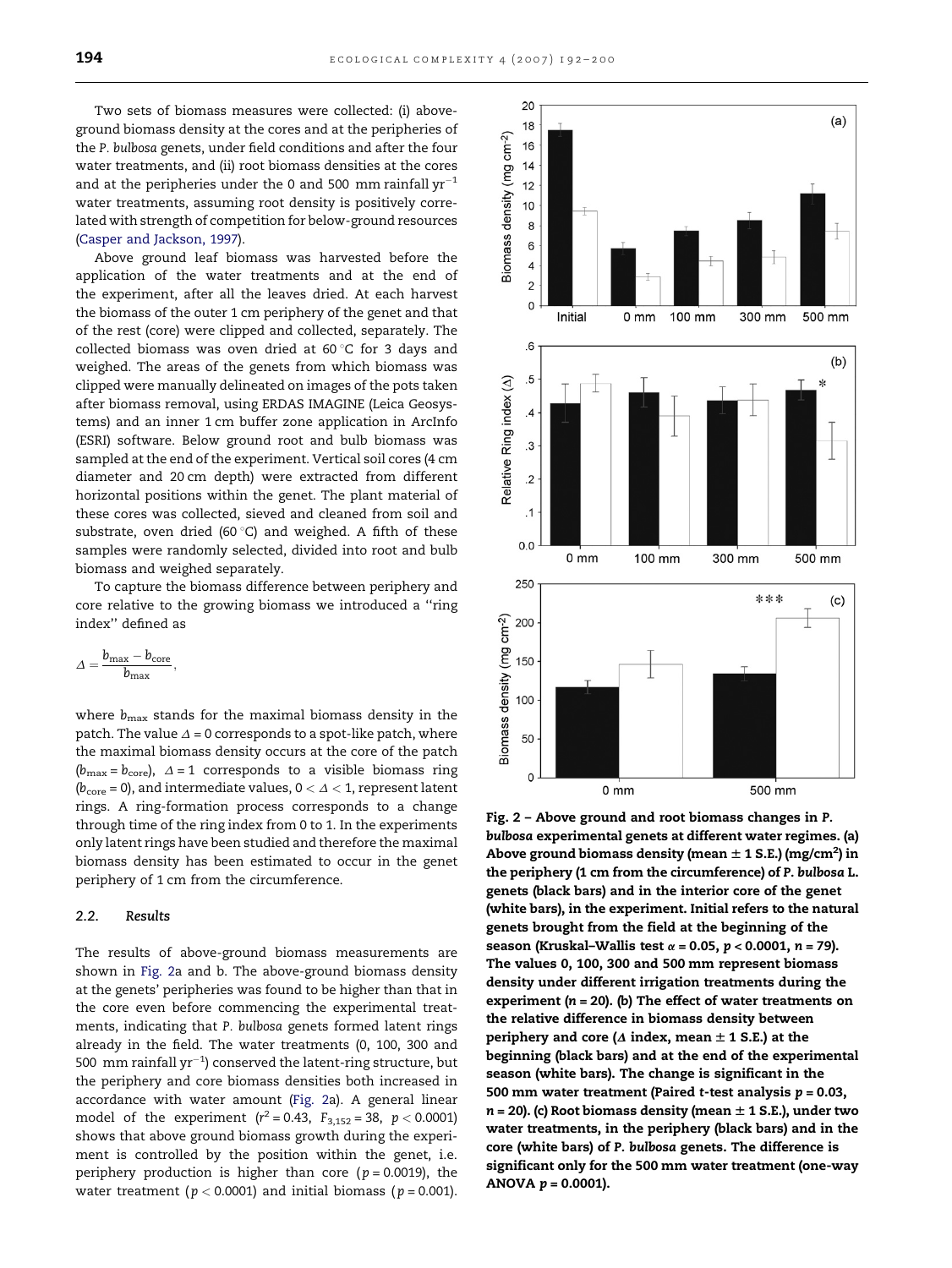Two sets of biomass measures were collected: (i) above-ground biomass density at the cores and at the peripheries of the *P. bulbosa* genets, under field conditions and after the four water treatments, and (ii) root biomass densities at the cores and at the peripheries under the 0 and 500 mm rainfall $yr^{-1}$ water treatments, assuming root density is positively correlated with strength of competition for below-ground resources (Casper and Jackson, 1997).

Above ground leaf biomass was harvested before the application of the water treatments and at the end of the experiment, after all the leaves dried. At each harvest the biomass of the outer 1 cm periphery of the genet and that of the rest (core) were clipped and collected, separately. The collected biomass was oven dried at 60 °C for 3 days and weighed. The areas of the genets from which biomass was clipped were manually delineated on images of the pots taken after biomass removal, using ERDAS IMAGINE (Leica Geosystems) and an inner 1 cm buffer zone application in ArcInfo (ESRI) software. Below ground root and bulb biomass was sampled at the end of the experiment. Vertical soil cores (4 cm diameter and 20 cm depth) were extracted from different horizontal positions within the genet. The plant material of these cores was collected, sieved and cleaned from soil and substrate, oven dried (60 °C) and weighed. A fifth of these samples were randomly selected, divided into root and bulb biomass and weighed separately.

To capture the biomass difference between periphery and core relative to the growing biomass we introduced a "ring index" defined as

$$\Delta = \frac{b_{\max} - b_{\text{core}}}{b_{\max}},$$

where $b_{\max}$ stands for the maximal biomass density in the patch. The value $\Delta = 0$ corresponds to a spot-like patch, where the maximal biomass density occurs at the core of the patch ($b_{\max} = b_{\text{core}}$), $\Delta = 1$ corresponds to a visible biomass ring ($b_{\text{core}} = 0$), and intermediate values, $0 < \Delta < 1$, represent latent rings. A ring-formation process corresponds to a change through time of the ring index from 0 to 1. In the experiments only latent rings have been studied and therefore the maximal biomass density has been estimated to occur in the genet periphery of 1 cm from the circumference.

### 2.2. Results

The results of above-ground biomass measurements are shown in Fig. 2a and b. The above-ground biomass density at the genets' peripheries was found to be higher than that in the core even before commencing the experimental treatments, indicating that *P. bulbosa* genets formed latent rings already in the field. The water treatments (0, 100, 300 and 500 mm rainfall $yr^{-1}$) conserved the latent-ring structure, but the periphery and core biomass densities both increased in accordance with water amount (Fig. 2a). A general linear model of the experiment ($r^2 = 0.43$, $F_{3,152} = 38$, $p < 0.0001$) shows that above ground biomass growth during the experiment is controlled by the position within the genet, i.e. periphery production is higher than core ($p = 0.0019$), the water treatment ($p < 0.0001$) and initial biomass ($p = 0.001$).

**Fig. 2 – Above ground and root biomass changes in *P. bulbosa* experimental genets at different water regimes. (a) Above ground biomass density (mean ± 1 S.E.) (mg/cm²) in the periphery (1 cm from the circumference) of *P. bulbosa* L. genets (black bars) and in the interior core of the genet (white bars), in the experiment. Initial refers to the natural genets brought from the field at the beginning of the season (Kruskal–Wallis test $\alpha = 0.05$, $p < 0.0001$, $n = 79$). The values 0, 100, 300 and 500 mm represent biomass density under different irrigation treatments during the experiment ($n = 20$). (b) The effect of water treatments on the relative difference in biomass density between periphery and core ($\Delta$ index, mean ± 1 S.E.) at the beginning (black bars) and at the end of the experimental season (white bars). The change is significant in the 500 mm water treatment (Paired *t*-test analysis $p = 0.03$, $n = 20$). (c) Root biomass density (mean ± 1 S.E.), under two water treatments, in the periphery (black bars) and in the core (white bars) of *P. bulbosa* genets. The difference is significant only for the 500 mm water treatment (one-way ANOVA $p = 0.0001$).**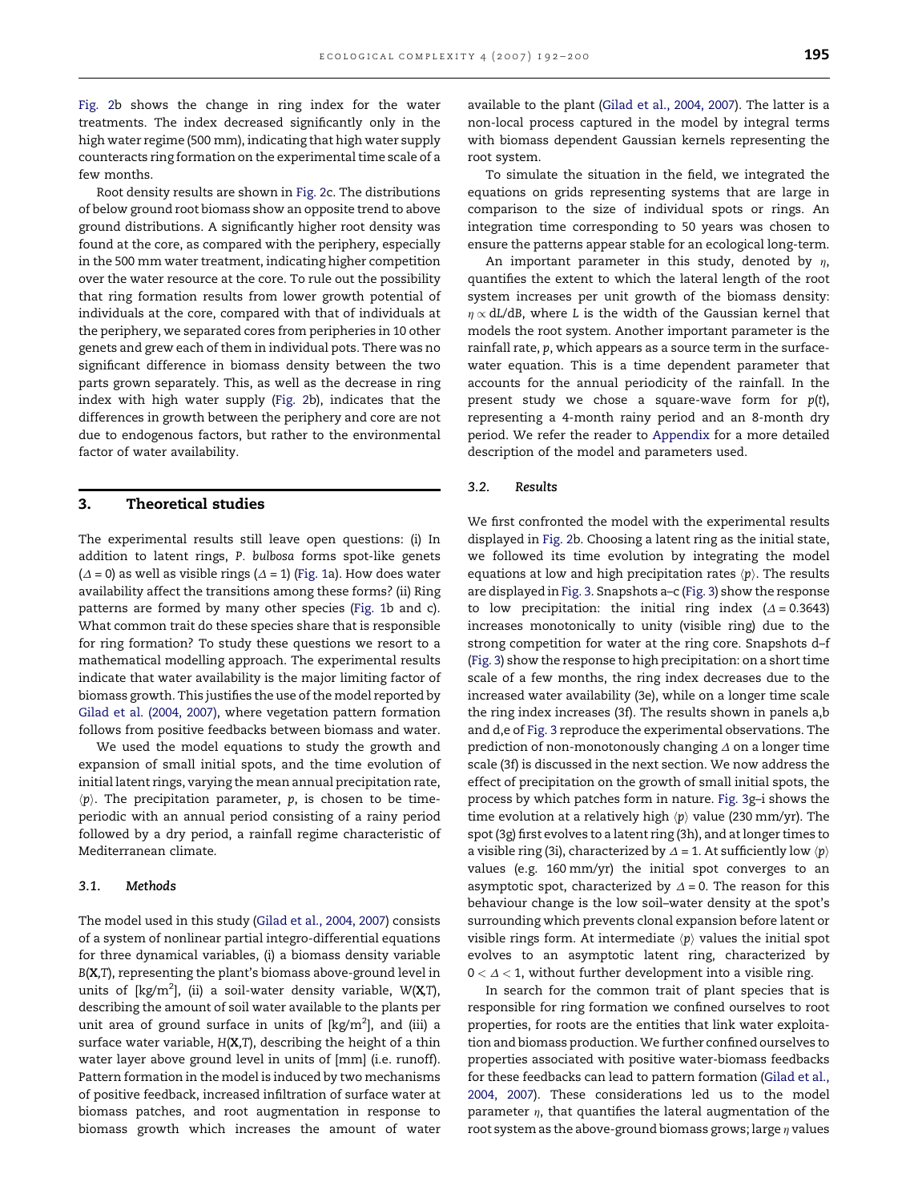Fig. 2b shows the change in ring index for the water treatments. The index decreased significantly only in the high water regime (500 mm), indicating that high water supply counteracts ring formation on the experimental time scale of a few months.

Root density results are shown in Fig. 2c. The distributions of below ground root biomass show an opposite trend to above ground distributions. A significantly higher root density was found at the core, as compared with the periphery, especially in the 500 mm water treatment, indicating higher competition over the water resource at the core. To rule out the possibility that ring formation results from lower growth potential of individuals at the core, compared with that of individuals at the periphery, we separated cores from peripheries in 10 other genets and grew each of them in individual pots. There was no significant difference in biomass density between the two parts grown separately. This, as well as the decrease in ring index with high water supply (Fig. 2b), indicates that the differences in growth between the periphery and core are not due to endogenous factors, but rather to the environmental factor of water availability.

## 3. Theoretical studies

The experimental results still leave open questions: (i) In addition to latent rings, *P. bulbosa* forms spot-like genets ($\Delta = 0$) as well as visible rings ($\Delta = 1$) (Fig. 1a). How does water availability affect the transitions among these forms? (ii) Ring patterns are formed by many other species (Fig. 1b and c). What common trait do these species share that is responsible for ring formation? To study these questions we resort to a mathematical modelling approach. The experimental results indicate that water availability is the major limiting factor of biomass growth. This justifies the use of the model reported by Gilad et al. (2004, 2007), where vegetation pattern formation follows from positive feedbacks between biomass and water.

We used the model equations to study the growth and expansion of small initial spots, and the time evolution of initial latent rings, varying the mean annual precipitation rate, $\langle p \rangle$. The precipitation parameter, $p$, is chosen to be time-periodic with an annual period consisting of a rainy period followed by a dry period, a rainfall regime characteristic of Mediterranean climate.

### 3.1. Methods

The model used in this study (Gilad et al., 2004, 2007) consists of a system of nonlinear partial integro-differential equations for three dynamical variables, (i) a biomass density variable $B(\mathbf{X},T)$, representing the plant's biomass above-ground level in units of [kg/m$^2$], (ii) a soil-water density variable, $W(\mathbf{X},T)$, describing the amount of soil water available to the plants per unit area of ground surface in units of [kg/m$^2$], and (iii) a surface water variable, $H(\mathbf{X},T)$, describing the height of a thin water layer above ground level in units of [mm] (i.e. runoff). Pattern formation in the model is induced by two mechanisms of positive feedback, increased infiltration of surface water at biomass patches, and root augmentation in response to biomass growth which increases the amount of water available to the plant (Gilad et al., 2004, 2007). The latter is a non-local process captured in the model by integral terms with biomass dependent Gaussian kernels representing the root system.

To simulate the situation in the field, we integrated the equations on grids representing systems that are large in comparison to the size of individual spots or rings. An integration time corresponding to 50 years was chosen to ensure the patterns appear stable for an ecological long-term.

An important parameter in this study, denoted by $\eta$, quantifies the extent to which the lateral length of the root system increases per unit growth of the biomass density: $\eta \propto \mathrm{d}L/\mathrm{d}B$, where $L$ is the width of the Gaussian kernel that models the root system. Another important parameter is the rainfall rate, $p$, which appears as a source term in the surface-water equation. This is a time dependent parameter that accounts for the annual periodicity of the rainfall. In the present study we chose a square-wave form for $p(t)$, representing a 4-month rainy period and an 8-month dry period. We refer the reader to Appendix for a more detailed description of the model and parameters used.

### 3.2. Results

We first confronted the model with the experimental results displayed in Fig. 2b. Choosing a latent ring as the initial state, we followed its time evolution by integrating the model equations at low and high precipitation rates $\langle p \rangle$. The results are displayed in Fig. 3. Snapshots a–c (Fig. 3) show the response to low precipitation: the initial ring index ($\Delta = 0.3643$) increases monotonically to unity (visible ring) due to the strong competition for water at the ring core. Snapshots d–f (Fig. 3) show the response to high precipitation: on a short time scale of a few months, the ring index decreases due to the increased water availability (3e), while on a longer time scale the ring index increases (3f). The results shown in panels a,b and d,e of Fig. 3 reproduce the experimental observations. The prediction of non-monotonously changing $\Delta$ on a longer time scale (3f) is discussed in the next section. We now address the effect of precipitation on the growth of small initial spots, the process by which patches form in nature. Fig. 3g–i shows the time evolution at a relatively high $\langle p \rangle$ value (230 mm/yr). The spot (3g) first evolves to a latent ring (3h), and at longer times to a visible ring (3i), characterized by $\Delta = 1$. At sufficiently low $\langle p \rangle$ values (e.g. 160 mm/yr) the initial spot converges to an asymptotic spot, characterized by $\Delta = 0$. The reason for this behaviour change is the low soil–water density at the spot's surrounding which prevents clonal expansion before latent or visible rings form. At intermediate $\langle p \rangle$ values the initial spot evolves to an asymptotic latent ring, characterized by $0 < \Delta < 1$, without further development into a visible ring.

In search for the common trait of plant species that is responsible for ring formation we confined ourselves to root properties, for roots are the entities that link water exploitation and biomass production. We further confined ourselves to properties associated with positive water-biomass feedbacks for these feedbacks can lead to pattern formation (Gilad et al., 2004, 2007). These considerations led us to the model parameter $\eta$, that quantifies the lateral augmentation of the root system as the above-ground biomass grows; large $\eta$ values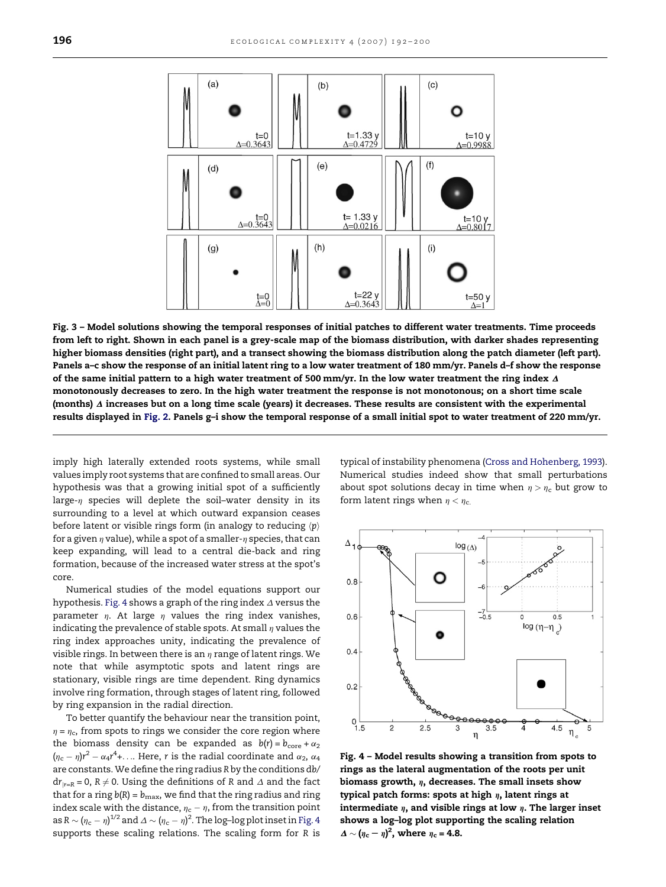Fig. 3 – Model solutions showing the temporal responses of initial patches to different water treatments. Time proceeds from left to right. Shown in each panel is a grey-scale map of the biomass distribution, with darker shades representing higher biomass densities (right part), and a transect showing the biomass distribution along the patch diameter (left part). Panels a–c show the response of an initial latent ring to a low water treatment of 180 mm/yr. Panels d–f show the response of the same initial pattern to a high water treatment of 500 mm/yr. In the low water treatment the ring index $\Delta$ monotonously decreases to zero. In the high water treatment the response is not monotonous; on a short time scale (months) $\Delta$ increases but on a long time scale (years) it decreases. These results are consistent with the experimental results displayed in Fig. 2. Panels g–i show the temporal response of a small initial spot to water treatment of 220 mm/yr.

imply high laterally extended roots systems, while small values imply root systems that are confined to small areas. Our hypothesis was that a growing initial spot of a sufficiently large-$\eta$ species will deplete the soil–water density in its surrounding to a level at which outward expansion ceases before latent or visible rings form (in analogy to reducing $\langle p \rangle$ for a given $\eta$ value), while a spot of a smaller-$\eta$ species, that can keep expanding, will lead to a central die-back and ring formation, because of the increased water stress at the spot's core.

Numerical studies of the model equations support our hypothesis. Fig. 4 shows a graph of the ring index $\Delta$ versus the parameter $\eta$. At large $\eta$ values the ring index vanishes, indicating the prevalence of stable spots. At small $\eta$ values the ring index approaches unity, indicating the prevalence of visible rings. In between there is an $\eta$ range of latent rings. We note that while asymptotic spots and latent rings are stationary, visible rings are time dependent. Ring dynamics involve ring formation, through stages of latent ring, followed by ring expansion in the radial direction.

To better quantify the behaviour near the transition point, $\eta = \eta_c$, from spots to rings we consider the core region where the biomass density can be expanded as $b(r) = b_{core} + \alpha_2 (\eta_c - \eta) r^2 - \alpha_4 r^4 + \ldots$. Here, $r$ is the radial coordinate and $\alpha_2$, $\alpha_4$ are constants. We define the ring radius $R$ by the conditions $db/dr_{|r=R} = 0$, $R \neq 0$. Using the definitions of $R$ and $\Delta$ and the fact that for a ring $b(R) = b_{max}$, we find that the ring radius and ring index scale with the distance, $\eta_c - \eta$, from the transition point as $R \sim (\eta_c - \eta)^{1/2}$ and $\Delta \sim (\eta_c - \eta)^2$. The log–log plot inset in Fig. 4 supports these scaling relations. The scaling form for $R$ is typical of instability phenomena (Cross and Hohenberg, 1993). Numerical studies indeed show that small perturbations about spot solutions decay in time when $\eta > \eta_c$ but grow to form latent rings when $\eta < \eta_c$.

Fig. 4 – Model results showing a transition from spots to rings as the lateral augmentation of the roots per unit biomass growth, $\eta$, decreases. The small insets show typical patch forms: spots at high $\eta$, latent rings at intermediate $\eta$, and visible rings at low $\eta$. The larger inset shows a log–log plot supporting the scaling relation $\Delta \sim (\eta_c - \eta)^2$, where $\eta_c = 4.8$.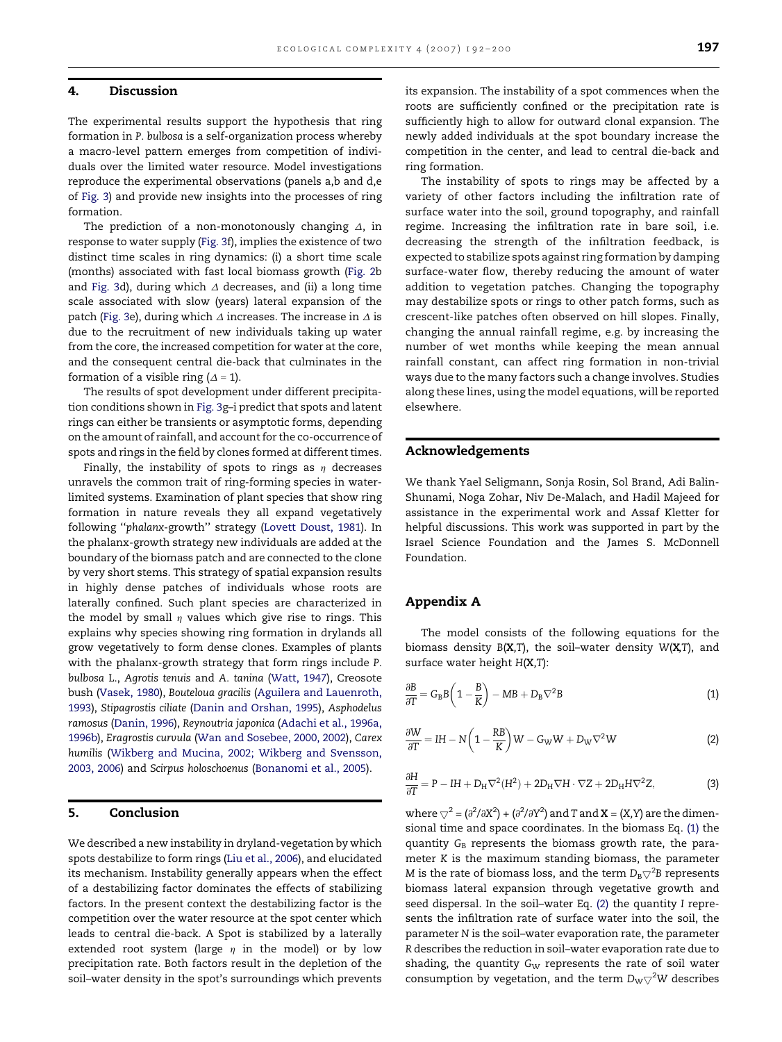## 4. Discussion

The experimental results support the hypothesis that ring formation in *P. bulbosa* is a self-organization process whereby a macro-level pattern emerges from competition of individuals over the limited water resource. Model investigations reproduce the experimental observations (panels a,b and d,e of Fig. 3) and provide new insights into the processes of ring formation.

The prediction of a non-monotonously changing $\Delta$, in response to water supply (Fig. 3f), implies the existence of two distinct time scales in ring dynamics: (i) a short time scale (months) associated with fast local biomass growth (Fig. 2b and Fig. 3d), during which $\Delta$ decreases, and (ii) a long time scale associated with slow (years) lateral expansion of the patch (Fig. 3e), during which $\Delta$ increases. The increase in $\Delta$ is due to the recruitment of new individuals taking up water from the core, the increased competition for water at the core, and the consequent central die-back that culminates in the formation of a visible ring ($\Delta = 1$).

The results of spot development under different precipitation conditions shown in Fig. 3g–i predict that spots and latent rings can either be transients or asymptotic forms, depending on the amount of rainfall, and account for the co-occurrence of spots and rings in the field by clones formed at different times.

Finally, the instability of spots to rings as $\eta$ decreases unravels the common trait of ring-forming species in water-limited systems. Examination of plant species that show ring formation in nature reveals they all expand vegetatively following "*phalanx*-growth" strategy (Lovett Doust, 1981). In the phalanx-growth strategy new individuals are added at the boundary of the biomass patch and are connected to the clone by very short stems. This strategy of spatial expansion results in highly dense patches of individuals whose roots are laterally confined. Such plant species are characterized in the model by small $\eta$ values which give rise to rings. This explains why species showing ring formation in drylands all grow vegetatively to form dense clones. Examples of plants with the phalanx-growth strategy that form rings include *P. bulbosa* L., *Agrotis tenuis* and *A. tanina* (Watt, 1947), Creosote bush (Vasek, 1980), *Bouteloua gracilis* (Aguilera and Lauenroth, 1993), *Stipagrostis ciliate* (Danin and Orshan, 1995), *Asphodelus ramosus* (Danin, 1996), *Reynoutria japonica* (Adachi et al., 1996a, 1996b), *Eragrostis curvula* (Wan and Sosebee, 2000, 2002), *Carex humilis* (Wikberg and Mucina, 2002; Wikberg and Svensson, 2003, 2006) and *Scirpus holoschoenus* (Bonanomi et al., 2005).

## 5. Conclusion

We described a new instability in dryland-vegetation by which spots destabilize to form rings (Liu et al., 2006), and elucidated its mechanism. Instability generally appears when the effect of a destabilizing factor dominates the effects of stabilizing factors. In the present context the destabilizing factor is the competition over the water resource at the spot center which leads to central die-back. A Spot is stabilized by a laterally extended root system (large $\eta$ in the model) or by low precipitation rate. Both factors result in the depletion of the soil–water density in the spot's surroundings which prevents its expansion. The instability of a spot commences when the roots are sufficiently confined or the precipitation rate is sufficiently high to allow for outward clonal expansion. The newly added individuals at the spot boundary increase the competition in the center, and lead to central die-back and ring formation.

The instability of spots to rings may be affected by a variety of other factors including the infiltration rate of surface water into the soil, ground topography, and rainfall regime. Increasing the infiltration rate in bare soil, i.e. decreasing the strength of the infiltration feedback, is expected to stabilize spots against ring formation by damping surface-water flow, thereby reducing the amount of water addition to vegetation patches. Changing the topography may destabilize spots or rings to other patch forms, such as crescent-like patches often observed on hill slopes. Finally, changing the annual rainfall regime, e.g. by increasing the number of wet months while keeping the mean annual rainfall constant, can affect ring formation in non-trivial ways due to the many factors such a change involves. Studies along these lines, using the model equations, will be reported elsewhere.

## Acknowledgements

We thank Yael Seligmann, Sonja Rosin, Sol Brand, Adi Balin-Shunami, Noga Zohar, Niv De-Malach, and Hadil Majeed for assistance in the experimental work and Assaf Kletter for helpful discussions. This work was supported in part by the Israel Science Foundation and the James S. McDonnell Foundation.

## Appendix A

The model consists of the following equations for the biomass density $B(\mathbf{X},T)$, the soil–water density $W(\mathbf{X},T)$, and surface water height $H(\mathbf{X},T)$:

$$\frac{\partial B}{\partial T} = G_B B\left(1 - \frac{B}{K}\right) - MB + D_B \nabla^2 B \tag{1}$$

$$\frac{\partial W}{\partial T} = IH - N\left(1 - \frac{RB}{K}\right)W - G_W W + D_W \nabla^2 W \tag{2}$$

$$\frac{\partial H}{\partial T} = P - IH + D_H \nabla^2 (H^2) + 2D_H \nabla H \cdot \nabla Z + 2D_H H \nabla^2 Z, \tag{3}$$

where $\nabla^2 = (\partial^2/\partial X^2) + (\partial^2/\partial Y^2)$ and $T$ and $\mathbf{X} = (X,Y)$ are the dimensional time and space coordinates. In the biomass Eq. (1) the quantity $G_B$ represents the biomass growth rate, the parameter $K$ is the maximum standing biomass, the parameter $M$ is the rate of biomass loss, and the term $D_B \nabla^2 B$ represents biomass lateral expansion through vegetative growth and seed dispersal. In the soil–water Eq. (2) the quantity $I$ represents the infiltration rate of surface water into the soil, the parameter $N$ is the soil–water evaporation rate, the parameter $R$ describes the reduction in soil–water evaporation rate due to shading, the quantity $G_W$ represents the rate of soil water consumption by vegetation, and the term $D_W \nabla^2 W$ describes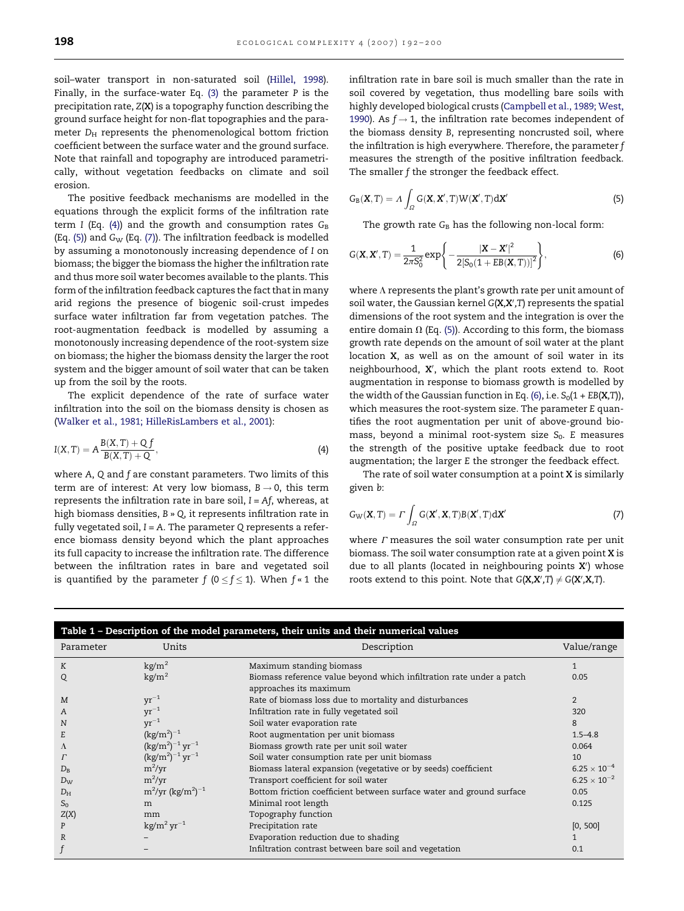soil–water transport in non-saturated soil (Hillel, 1998). Finally, in the surface-water Eq. (3) the parameter $P$ is the precipitation rate, $Z(\mathbf{X})$ is a topography function describing the ground surface height for non-flat topographies and the parameter $D_H$ represents the phenomenological bottom friction coefficient between the surface water and the ground surface. Note that rainfall and topography are introduced parametrically, without vegetation feedbacks on climate and soil erosion.

The positive feedback mechanisms are modelled in the equations through the explicit forms of the infiltration rate term $I$ (Eq. (4)) and the growth and consumption rates $G_B$ (Eq. (5)) and $G_W$ (Eq. (7)). The infiltration feedback is modelled by assuming a monotonously increasing dependence of $I$ on biomass; the bigger the biomass the higher the infiltration rate and thus more soil water becomes available to the plants. This form of the infiltration feedback captures the fact that in many arid regions the presence of biogenic soil-crust impedes surface water infiltration far from vegetation patches. The root-augmentation feedback is modelled by assuming a monotonously increasing dependence of the root-system size on biomass; the higher the biomass density the larger the root system and the bigger amount of soil water that can be taken up from the soil by the roots.

The explicit dependence of the rate of surface water infiltration into the soil on the biomass density is chosen as (Walker et al., 1981; HilleRisLambers et al., 2001):

$$I(X,T) = A\frac{B(X,T) + Qf}{B(X,T) + Q}, \tag{4}$$

where $A$, $Q$ and $f$ are constant parameters. Two limits of this term are of interest: At very low biomass, $B \to 0$, this term represents the infiltration rate in bare soil, $I = Af$, whereas, at high biomass densities, $B \gg Q$, it represents infiltration rate in fully vegetated soil, $I = A$. The parameter $Q$ represents a reference biomass density beyond which the plant approaches its full capacity to increase the infiltration rate. The difference between the infiltration rates in bare and vegetated soil is quantified by the parameter $f$ ($0 \le f \le 1$). When $f \ll 1$ the infiltration rate in bare soil is much smaller than the rate in soil covered by vegetation, thus modelling bare soils with highly developed biological crusts (Campbell et al., 1989; West, 1990). As $f \to 1$, the infiltration rate becomes independent of the biomass density $B$, representing noncrusted soil, where the infiltration is high everywhere. Therefore, the parameter $f$ measures the strength of the positive infiltration feedback. The smaller $f$ the stronger the feedback effect.

$$G_B(\mathbf{X},T) = \Lambda\int_{\Omega} G(\mathbf{X},\mathbf{X}',T)W(\mathbf{X}',T)\mathrm{d}\mathbf{X}' \tag{5}$$

The growth rate $G_B$ has the following non-local form:

$$G(\mathbf{X},\mathbf{X}',T) = \frac{1}{2\pi S_0^2}\exp\left\{-\frac{|\mathbf{X}-\mathbf{X}'|^2}{2[S_0(1+EB(\mathbf{X},T))]^2}\right\}, \tag{6}$$

where $\Lambda$ represents the plant's growth rate per unit amount of soil water, the Gaussian kernel $G(\mathbf{X},\mathbf{X}',T)$ represents the spatial dimensions of the root system and the integration is over the entire domain $\Omega$ (Eq. (5)). According to this form, the biomass growth rate depends on the amount of soil water at the plant location $\mathbf{X}$, as well as on the amount of soil water in its neighbourhood, $\mathbf{X}'$, which the plant roots extend to. Root augmentation in response to biomass growth is modelled by the width of the Gaussian function in Eq. (6), i.e. $S_0(1 + EB(\mathbf{X},T))$, which measures the root-system size. The parameter $E$ quantifies the root augmentation per unit of above-ground biomass, beyond a minimal root-system size $S_0$. $E$ measures the strength of the positive uptake feedback due to root augmentation; the larger $E$ the stronger the feedback effect.

The rate of soil water consumption at a point $\mathbf{X}$ is similarly given $b$:

$$G_W(\mathbf{X},T) = \Gamma\int_{\Omega} G(\mathbf{X}',\mathbf{X},T)B(\mathbf{X}',T)\mathrm{d}\mathbf{X}' \tag{7}$$

where $\Gamma$ measures the soil water consumption rate per unit biomass. The soil water consumption rate at a given point $\mathbf{X}$ is due to all plants (located in neighbouring points $\mathbf{X}'$) whose roots extend to this point. Note that $G(\mathbf{X},\mathbf{X}',T) \ne G(\mathbf{X}',\mathbf{X},T)$.

**Table 1 – Description of the model parameters, their units and their numerical values**

| Parameter | Units | Description | Value/range |
|---|---|---|---|
| $K$ | $\mathrm{kg/m^2}$ | Maximum standing biomass | 1 |
| $Q$ | $\mathrm{kg/m^2}$ | Biomass reference value beyond which infiltration rate under a patch approaches its maximum | 0.05 |
| $M$ | $\mathrm{yr^{-1}}$ | Rate of biomass loss due to mortality and disturbances | 2 |
| $A$ | $\mathrm{yr^{-1}}$ | Infiltration rate in fully vegetated soil | 320 |
| $N$ | $\mathrm{yr^{-1}}$ | Soil water evaporation rate | 8 |
| $E$ | $\mathrm{(kg/m^2)^{-1}}$ | Root augmentation per unit biomass | 1.5–4.8 |
| $\Lambda$ | $\mathrm{(kg/m^2)^{-1}\,yr^{-1}}$ | Biomass growth rate per unit soil water | 0.064 |
| $\Gamma$ | $\mathrm{(kg/m^2)^{-1}\,yr^{-1}}$ | Soil water consumption rate per unit biomass | 10 |
| $D_B$ | $\mathrm{m^2/yr}$ | Biomass lateral expansion (vegetative or by seeds) coefficient | $6.25 \times 10^{-4}$ |
| $D_W$ | $\mathrm{m^2/yr}$ | Transport coefficient for soil water | $6.25 \times 10^{-2}$ |
| $D_H$ | $\mathrm{m^2/yr\,(kg/m^2)^{-1}}$ | Bottom friction coefficient between surface water and ground surface | 0.05 |
| $S_0$ | m | Minimal root length | 0.125 |
| $Z(X)$ | mm | Topography function | |
| $P$ | $\mathrm{kg/m^2\,yr^{-1}}$ | Precipitation rate | [0, 500] |
| $R$ | – | Evaporation reduction due to shading | 1 |
| $f$ | – | Infiltration contrast between bare soil and vegetation | 0.1 |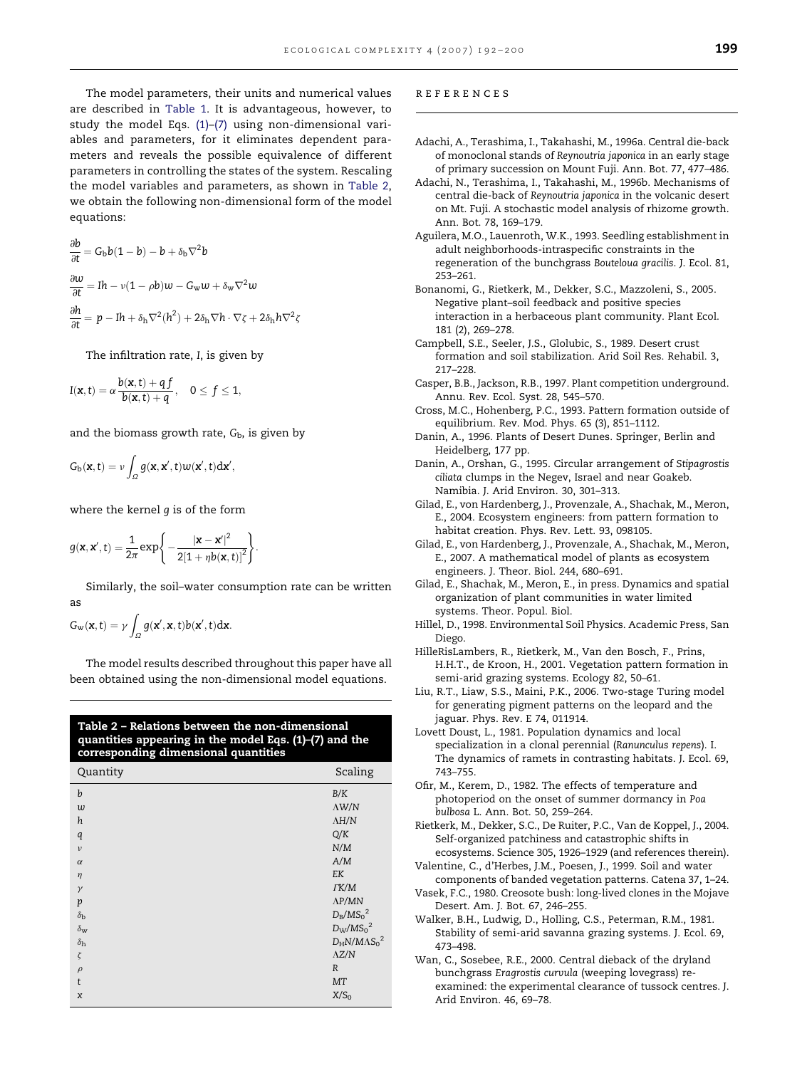The model parameters, their units and numerical values are described in Table 1. It is advantageous, however, to study the model Eqs. (1)–(7) using non-dimensional variables and parameters, for it eliminates dependent parameters and reveals the possible equivalence of different parameters in controlling the states of the system. Rescaling the model variables and parameters, as shown in Table 2, we obtain the following non-dimensional form of the model equations:

$$\frac{\partial b}{\partial t} = G_b b(1-b) - b + \delta_b \nabla^2 b$$

$$\frac{\partial w}{\partial t} = Ih - \nu(1-\rho b)w - G_w w + \delta_w \nabla^2 w$$

$$\frac{\partial h}{\partial t} = p - Ih + \delta_h \nabla^2 (h^2) + 2\delta_h \nabla h \cdot \nabla \zeta + 2\delta_h h \nabla^2 \zeta$$

The infiltration rate, $I$, is given by

$$I(\mathbf{x}, t) = \alpha \frac{b(\mathbf{x}, t) + q f}{b(\mathbf{x}, t) + q}, \quad 0 \leq f \leq 1,$$

and the biomass growth rate, $G_b$, is given by

$$G_b(\mathbf{x}, t) = \nu \int_\Omega g(\mathbf{x}, \mathbf{x}', t) w(\mathbf{x}', t) d\mathbf{x}',$$

where the kernel $g$ is of the form

$$g(\mathbf{x}, \mathbf{x}', t) = \frac{1}{2\pi} \exp\left\{ -\frac{|\mathbf{x} - \mathbf{x}'|^2}{2[1 + \eta b(\mathbf{x}, t)]^2} \right\}.$$

Similarly, the soil–water consumption rate can be written as

$$G_w(\mathbf{x}, t) = \gamma \int_\Omega g(\mathbf{x}', \mathbf{x}, t) b(\mathbf{x}', t) d\mathbf{x}.$$

The model results described throughout this paper have all been obtained using the non-dimensional model equations.

**Table 2 – Relations between the non-dimensional quantities appearing in the model Eqs. (1)–(7) and the corresponding dimensional quantities**

| Quantity | Scaling |
|---|---|
| $b$ | $B/K$ |
| $w$ | $\Lambda W/N$ |
| $h$ | $\Lambda H/N$ |
| $q$ | $Q/K$ |
| $\nu$ | $N/M$ |
| $\alpha$ | $A/M$ |
| $\eta$ | $EK$ |
| $\gamma$ | $\Gamma K/M$ |
| $p$ | $\Lambda P/MN$ |
| $\delta_b$ | $D_B/MS_0^2$ |
| $\delta_w$ | $D_W/MS_0^2$ |
| $\delta_h$ | $D_H N/M\Lambda S_0^2$ |
| $\zeta$ | $\Lambda Z/N$ |
| $\rho$ | $R$ |
| $t$ | $MT$ |
| $x$ | $X/S_0$ |

## REFERENCES

Adachi, A., Terashima, I., Takahashi, M., 1996a. Central die-back of monoclonal stands of *Reynoutria japonica* in an early stage of primary succession on Mount Fuji. Ann. Bot. 77, 477–486.

Adachi, N., Terashima, I., Takahashi, M., 1996b. Mechanisms of central die-back of *Reynoutria japonica* in the volcanic desert on Mt. Fuji. A stochastic model analysis of rhizome growth. Ann. Bot. 78, 169–179.

Aguilera, M.O., Lauenroth, W.K., 1993. Seedling establishment in adult neighborhoods-intraspecific constraints in the regeneration of the bunchgrass *Bouteloua gracilis*. J. Ecol. 81, 253–261.

Bonanomi, G., Rietkerk, M., Dekker, S.C., Mazzoleni, S., 2005. Negative plant–soil feedback and positive species interaction in a herbaceous plant community. Plant Ecol. 181 (2), 269–278.

Campbell, S.E., Seeler, J.S., Glolubic, S., 1989. Desert crust formation and soil stabilization. Arid Soil Res. Rehabil. 3, 217–228.

Casper, B.B., Jackson, R.B., 1997. Plant competition underground. Annu. Rev. Ecol. Syst. 28, 545–570.

Cross, M.C., Hohenberg, P.C., 1993. Pattern formation outside of equilibrium. Rev. Mod. Phys. 65 (3), 851–1112.

Danin, A., 1996. Plants of Desert Dunes. Springer, Berlin and Heidelberg, 177 pp.

Danin, A., Orshan, G., 1995. Circular arrangement of *Stipagrostis ciliata* clumps in the Negev, Israel and near Goakeb. Namibia. J. Arid Environ. 30, 301–313.

Gilad, E., von Hardenberg, J., Provenzale, A., Shachak, M., Meron, E., 2004. Ecosystem engineers: from pattern formation to habitat creation. Phys. Rev. Lett. 93, 098105.

Gilad, E., von Hardenberg, J., Provenzale, A., Shachak, M., Meron, E., 2007. A mathematical model of plants as ecosystem engineers. J. Theor. Biol. 244, 680–691.

Gilad, E., Shachak, M., Meron, E., in press. Dynamics and spatial organization of plant communities in water limited systems. Theor. Popul. Biol.

Hillel, D., 1998. Environmental Soil Physics. Academic Press, San Diego.

HilleRisLambers, R., Rietkerk, M., Van den Bosch, F., Prins, H.H.T., de Kroon, H., 2001. Vegetation pattern formation in semi-arid grazing systems. Ecology 82, 50–61.

Liu, R.T., Liaw, S.S., Maini, P.K., 2006. Two-stage Turing model for generating pigment patterns on the leopard and the jaguar. Phys. Rev. E 74, 011914.

Lovett Doust, L., 1981. Population dynamics and local specialization in a clonal perennial (*Ranunculus repens*). I. The dynamics of ramets in contrasting habitats. J. Ecol. 69, 743–755.

Ofir, M., Kerem, D., 1982. The effects of temperature and photoperiod on the onset of summer dormancy in *Poa bulbosa* L. Ann. Bot. 50, 259–264.

Rietkerk, M., Dekker, S.C., De Ruiter, P.C., Van de Koppel, J., 2004. Self-organized patchiness and catastrophic shifts in ecosystems. Science 305, 1926–1929 (and references therein).

Valentine, C., d'Herbes, J.M., Poesen, J., 1999. Soil and water components of banded vegetation patterns. Catena 37, 1–24.

Vasek, F.C., 1980. Creosote bush: long-lived clones in the Mojave Desert. Am. J. Bot. 67, 246–255.

Walker, B.H., Ludwig, D., Holling, C.S., Peterman, R.M., 1981. Stability of semi-arid savanna grazing systems. J. Ecol. 69, 473–498.

Wan, C., Sosebee, R.E., 2000. Central dieback of the dryland bunchgrass *Eragrostis curvula* (weeping lovegrass) re-examined: the experimental clearance of tussock centres. J. Arid Environ. 46, 69–78.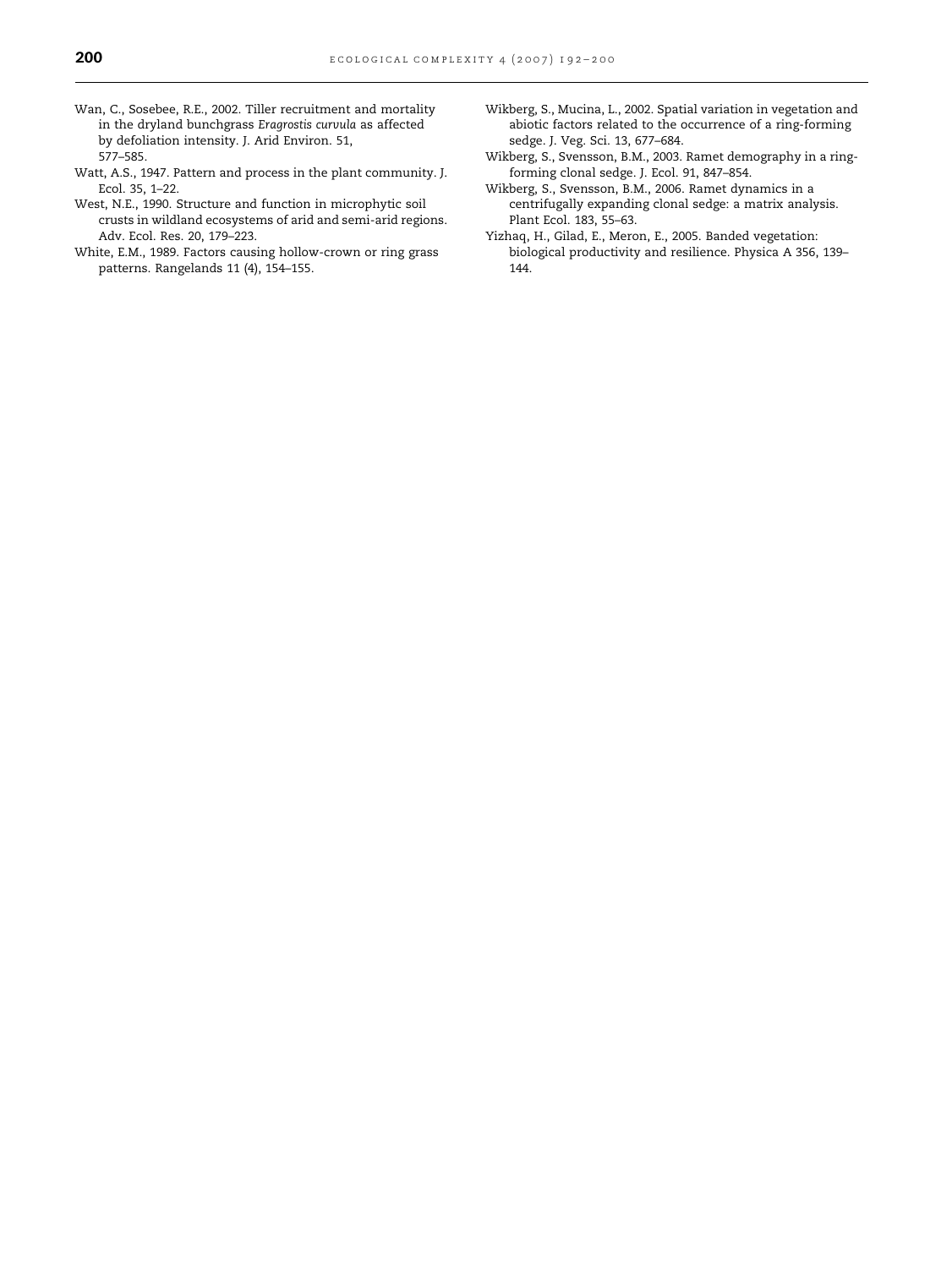Wan, C., Sosebee, R.E., 2002. Tiller recruitment and mortality in the dryland bunchgrass *Eragrostis curvula* as affected by defoliation intensity. J. Arid Environ. 51, 577–585.

Watt, A.S., 1947. Pattern and process in the plant community. J. Ecol. 35, 1–22.

West, N.E., 1990. Structure and function in microphytic soil crusts in wildland ecosystems of arid and semi-arid regions. Adv. Ecol. Res. 20, 179–223.

White, E.M., 1989. Factors causing hollow-crown or ring grass patterns. Rangelands 11 (4), 154–155.

Wikberg, S., Mucina, L., 2002. Spatial variation in vegetation and abiotic factors related to the occurrence of a ring-forming sedge. J. Veg. Sci. 13, 677–684.

Wikberg, S., Svensson, B.M., 2003. Ramet demography in a ring-forming clonal sedge. J. Ecol. 91, 847–854.

Wikberg, S., Svensson, B.M., 2006. Ramet dynamics in a centrifugally expanding clonal sedge: a matrix analysis. Plant Ecol. 183, 55–63.

Yizhaq, H., Gilad, E., Meron, E., 2005. Banded vegetation: biological productivity and resilience. Physica A 356, 139–144.